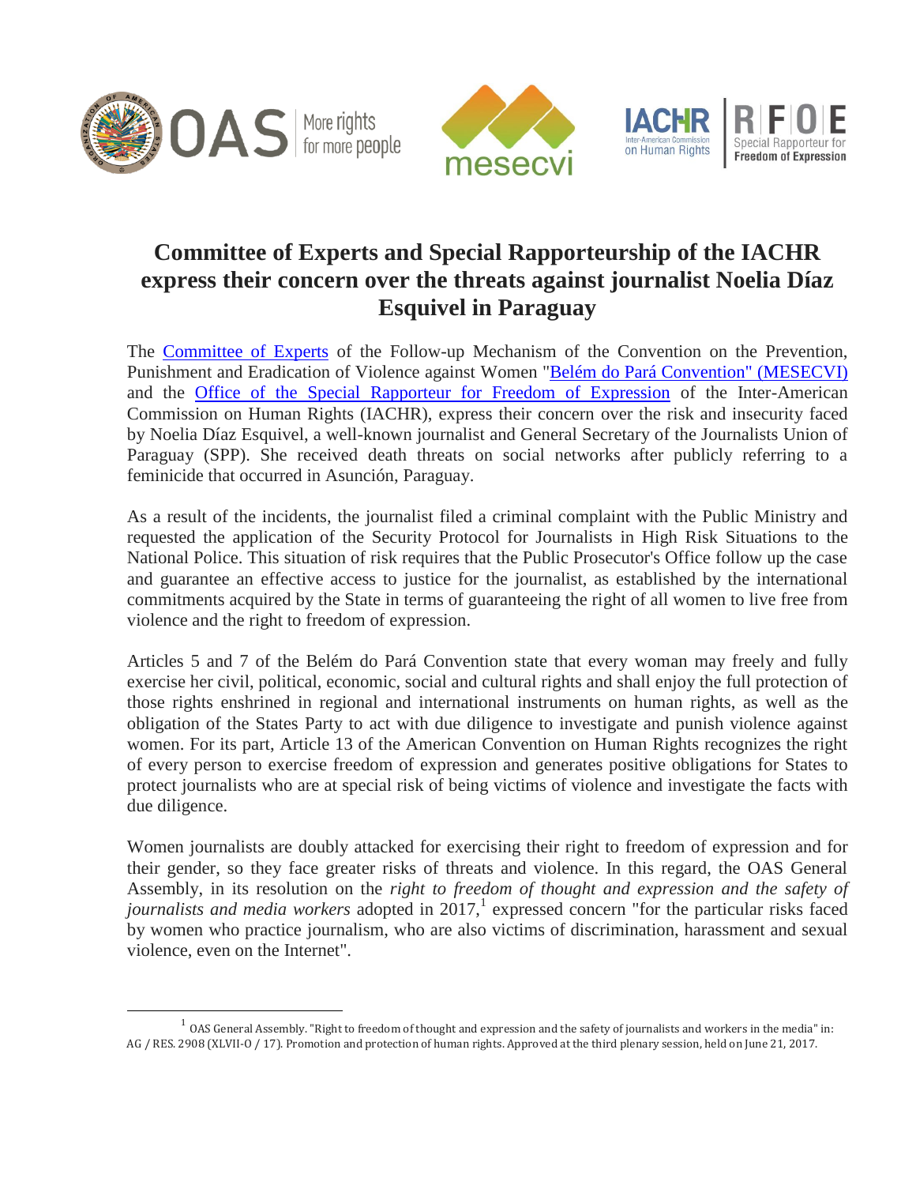# Committee of Experts and Special Rapporteurship of the IACHR express their concern over the threats against journalist Noelia Díaz Esquivel in Paraguay

The Committee of Experts of the Follow-up Mechanism of the Convention on the Prevention, Punishment and Eradication of Violence against Women "Belém do Pará Convention" (MESECVI) and the Office of the Special Rapporteur for Freedom of Expression of the Inter-American Commission on Human Rights (IACHR), express their concern over the risk and insecurity faced by Noelia Díaz Esquivel, a well-known journalist and General Secretary of the Journalists Union of Paraguay (SPP). She received death threats on social networks after publicly referring to a feminicide that occurred in Asunción, Paraguay.

As a result of the incidents, the journalist filed a criminal complaint with the Public Ministry and requested the application of the Security Protocol for Journalists in High Risk Situations to the National Police. This situation of risk requires that the Public Prosecutor's Office follow up the case and guarantee an effective access to justice for the journalist, as established by the international commitments acquired by the State in terms of guaranteeing the right of all women to live free from violence and the right to freedom of expression.

Articles 5 and 7 of the Belém do Pará Convention state that every woman may freely and fully exercise her civil, political, economic, social and cultural rights and shall enjoy the full protection of those rights enshrined in regional and international instruments on human rights, as well as the obligation of the States Party to act with due diligence to investigate and punish violence against women. For its part, Article 13 of the American Convention on Human Rights recognizes the right of every person to exercise freedom of expression and generates positive obligations for States to protect journalists who are at special risk of being victims of violence and investigate the facts with due diligence.

Women journalists are doubly attacked for exercising their right to freedom of expression and for their gender, so they face greater risks of threats and violence. In this regard, the OAS General Assembly, in its resolution on the *right to freedom of thought and expression and the safety of journalists and media workers* adopted in 2017,[1] expressed concern "for the particular risks faced by women who practice journalism, who are also victims of discrimination, harassment and sexual violence, even on the Internet".

---

[1] OAS General Assembly. "Right to freedom of thought and expression and the safety of journalists and workers in the media" in: AG / RES. 2908 (XLVII-O / 17). Promotion and protection of human rights. Approved at the third plenary session, held on June 21, 2017.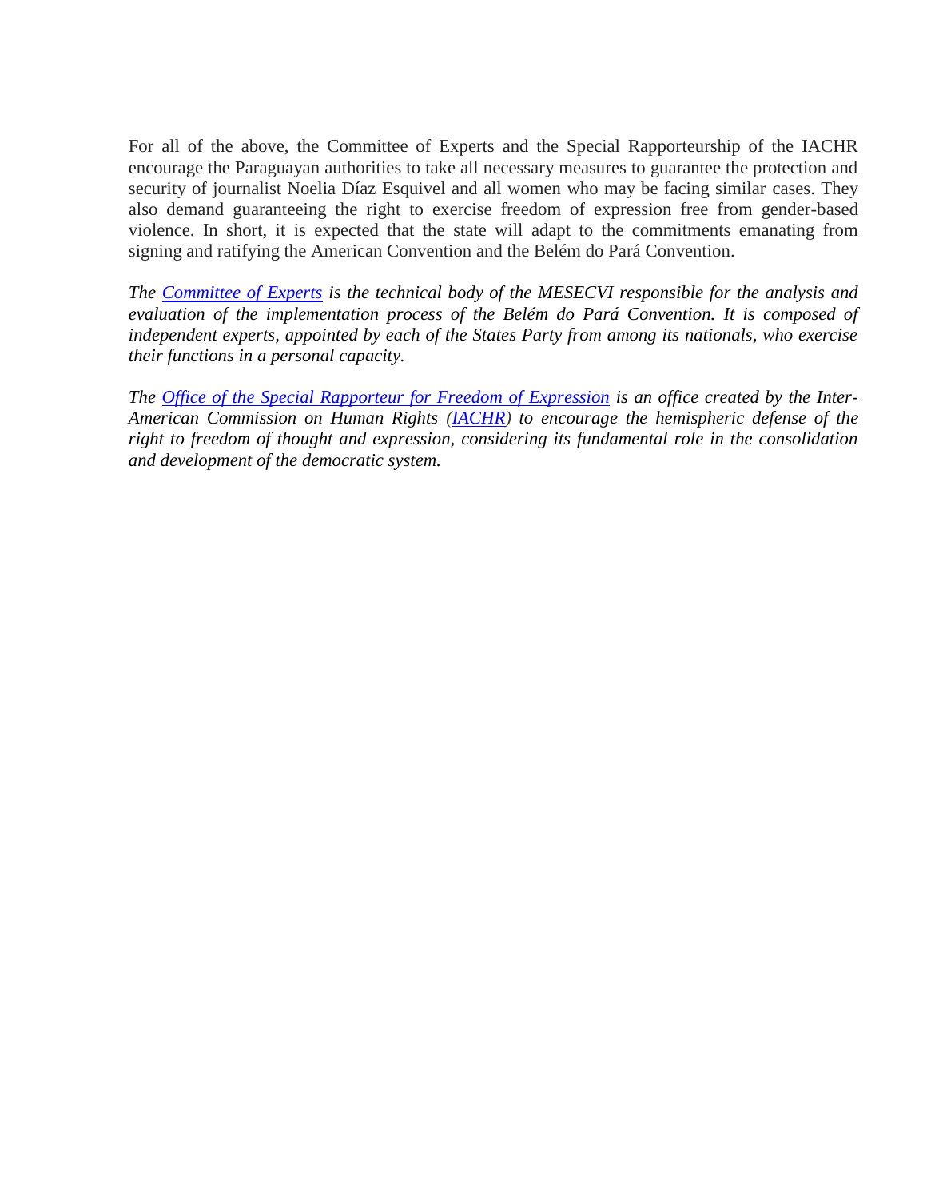For all of the above, the Committee of Experts and the Special Rapporteurship of the IACHR encourage the Paraguayan authorities to take all necessary measures to guarantee the protection and security of journalist Noelia Díaz Esquivel and all women who may be facing similar cases. They also demand guaranteeing the right to exercise freedom of expression free from gender-based violence. In short, it is expected that the state will adapt to the commitments emanating from signing and ratifying the American Convention and the Belém do Pará Convention.

*The Committee of Experts is the technical body of the MESECVI responsible for the analysis and evaluation of the implementation process of the Belém do Pará Convention. It is composed of independent experts, appointed by each of the States Party from among its nationals, who exercise their functions in a personal capacity.*

*The Office of the Special Rapporteur for Freedom of Expression is an office created by the Inter-American Commission on Human Rights (IACHR) to encourage the hemispheric defense of the right to freedom of thought and expression, considering its fundamental role in the consolidation and development of the democratic system.*